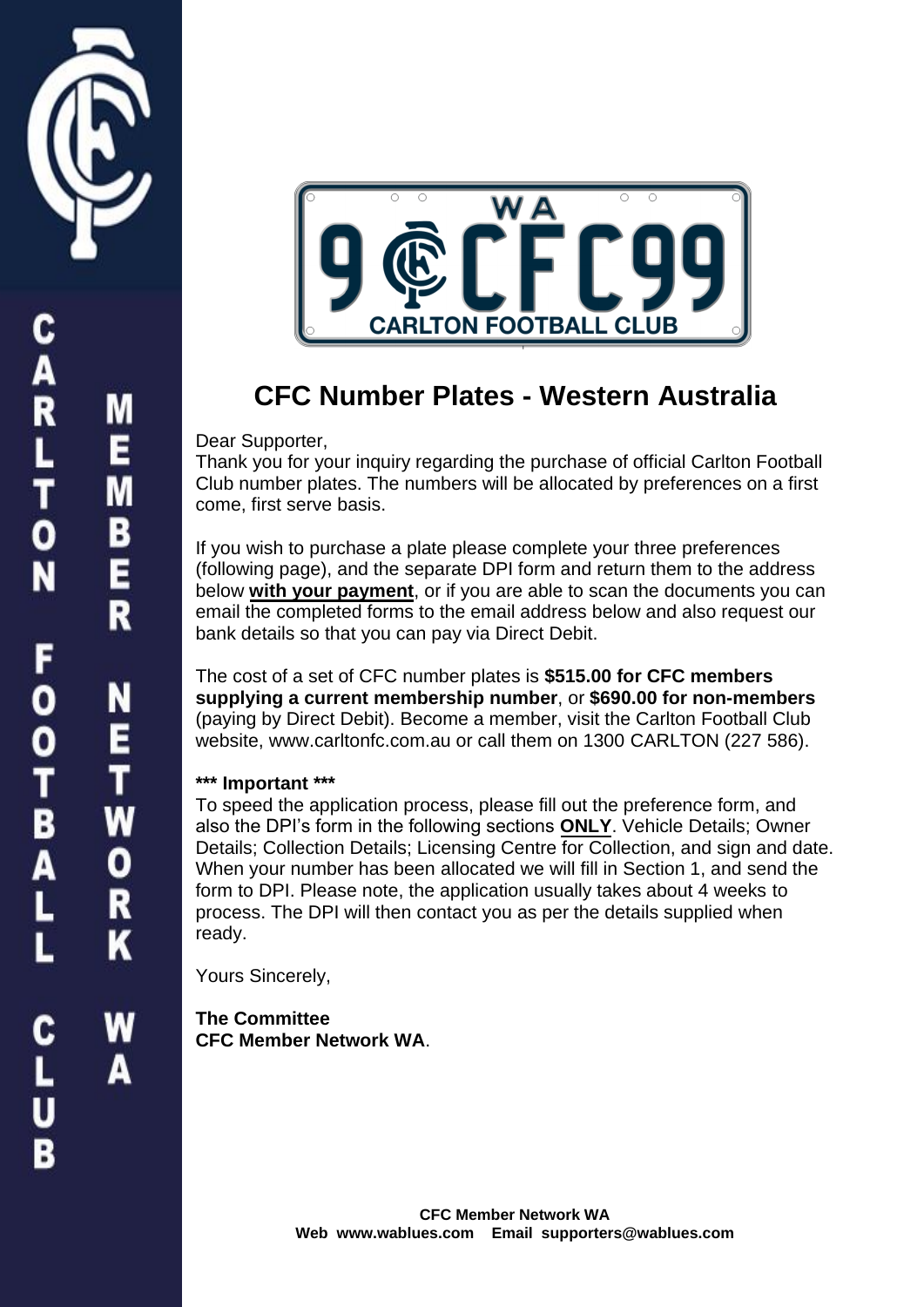# CFC Number Plates - Western Australia

Dear Supporter,
Thank you for your inquiry regarding the purchase of official Carlton Football Club number plates. The numbers will be allocated by preferences on a first come, first serve basis.

If you wish to purchase a plate please complete your three preferences (following page), and the separate DPI form and return them to the address below **with your payment**, or if you are able to scan the documents you can email the completed forms to the email address below and also request our bank details so that you can pay via Direct Debit.

The cost of a set of CFC number plates is **$515.00 for CFC members supplying a current membership number**, or **$690.00 for non-members** (paying by Direct Debit). Become a member, visit the Carlton Football Club website, www.carltonfc.com.au or call them on 1300 CARLTON (227 586).

**\*\*\* Important \*\*\***
To speed the application process, please fill out the preference form, and also the DPI's form in the following sections **ONLY**. Vehicle Details; Owner Details; Collection Details; Licensing Centre for Collection, and sign and date. When your number has been allocated we will fill in Section 1, and send the form to DPI. Please note, the application usually takes about 4 weeks to process. The DPI will then contact you as per the details supplied when ready.

Yours Sincerely,

**The Committee**
**CFC Member Network WA**.

**CFC Member Network WA**
**Web www.wablues.com Email supporters@wablues.com**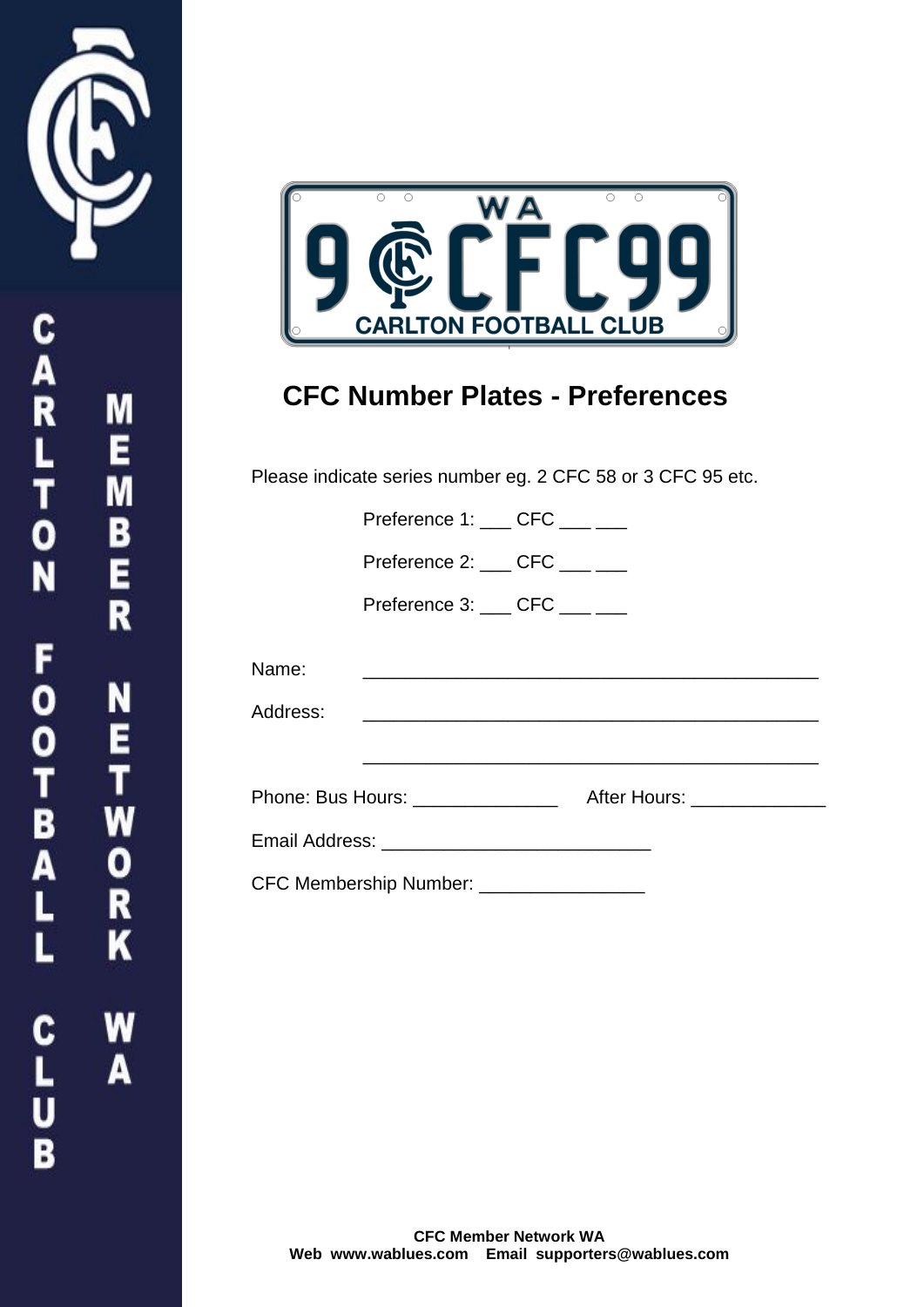# CFC Number Plates - Preferences

Please indicate series number eg. 2 CFC 58 or 3 CFC 95 etc.

Preference 1: ___ CFC ___ ___

Preference 2: ___ CFC ___ ___

Preference 3: ___ CFC ___ ___

Name: ____________________________________________

Address: ____________________________________________

____________________________________________

Phone: Bus Hours: ______________ After Hours: _____________

Email Address: __________________________

CFC Membership Number: ________________

**CFC Member Network WA**
**Web www.wablues.com Email supporters@wablues.com**